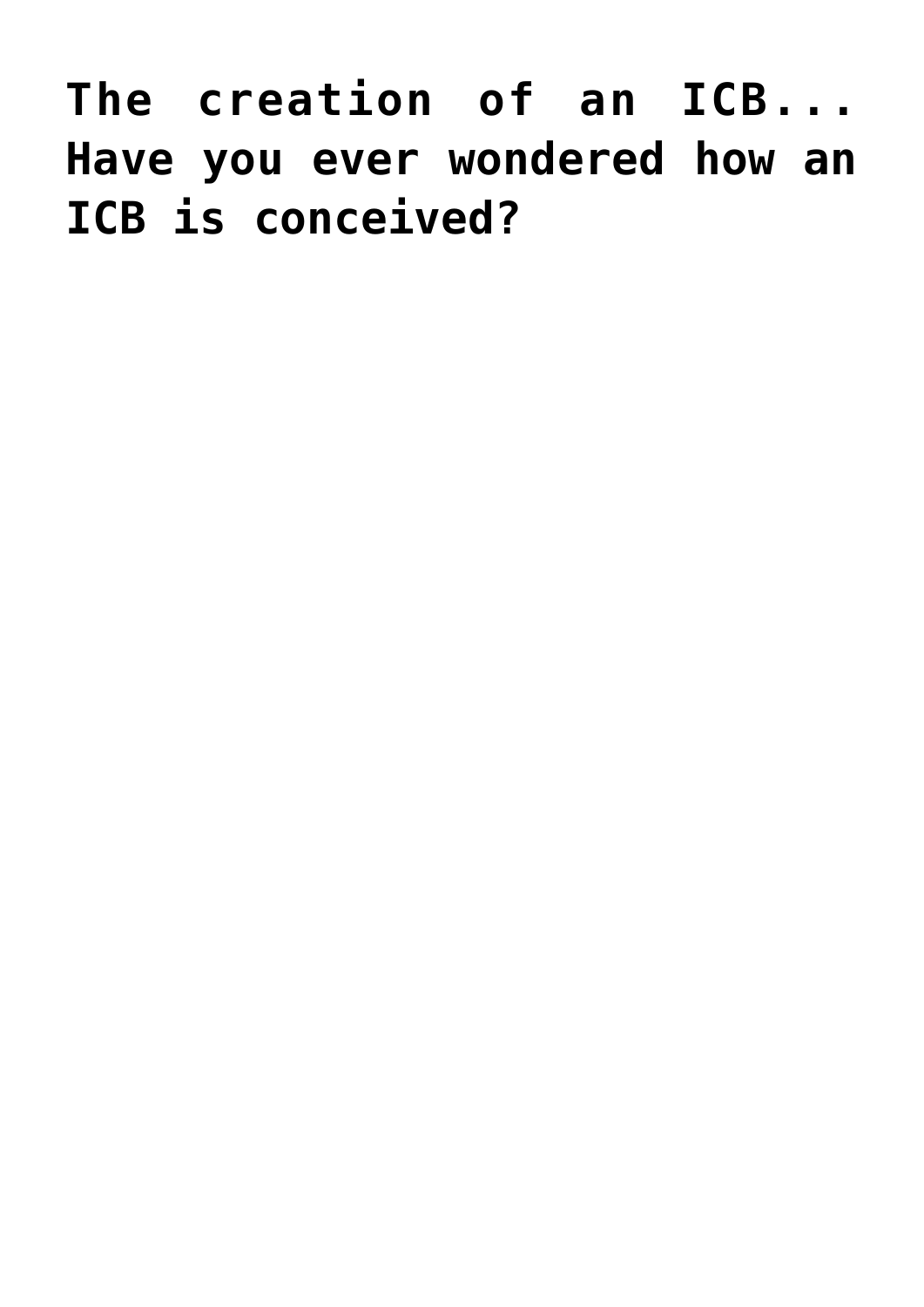# The creation of an ICB... Have you ever wondered how an ICB is conceived?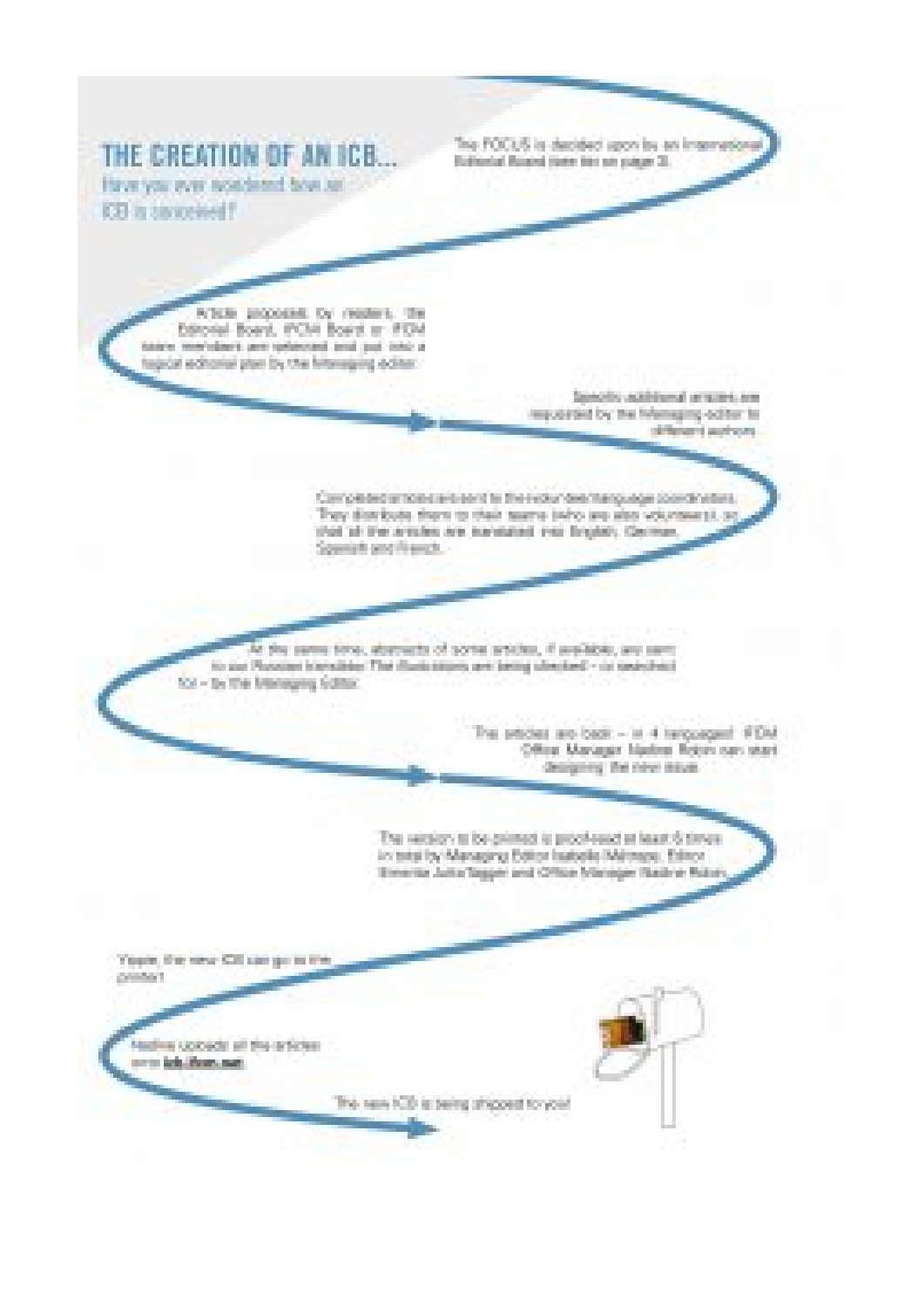# THE CREATION OF AN ICB...

Have you ever wondered how an ICB is conceived?

The FOCUS is decided upon by an International Editorial Board (see list on page 3).

Article proposals by readers, the Editorial Board, IFCM Board or IFCM team members are selected and put into a logical editorial plan by the Managing editor.

Specific additional articles are requested by the Managing editor to different authors.

Completed articles are sent to the volunteer language coordinators. They distribute them to their teams (who are also volunteers), so that all the articles are translated into English, German, Spanish and French.

At the same time, abstracts of some articles, if available, are sent to our Russian translator. The illustrations are being checked – or searched for – by the Managing Editor.

The articles are back – in 4 languages! IFCM Office Manager Nadine Robin can start designing the new issue.

The version to be printed is proof-read at least 6 times in total by Managing Editor Isabelle Mimaza, Editor Emerita Jutta Tagger and Office Manager Nadine Robin.

Yippie, the new ICB can go to the printer!

Nadine uploads all the articles onto **icb.ifcm.net**

The new ICB is being shipped to you!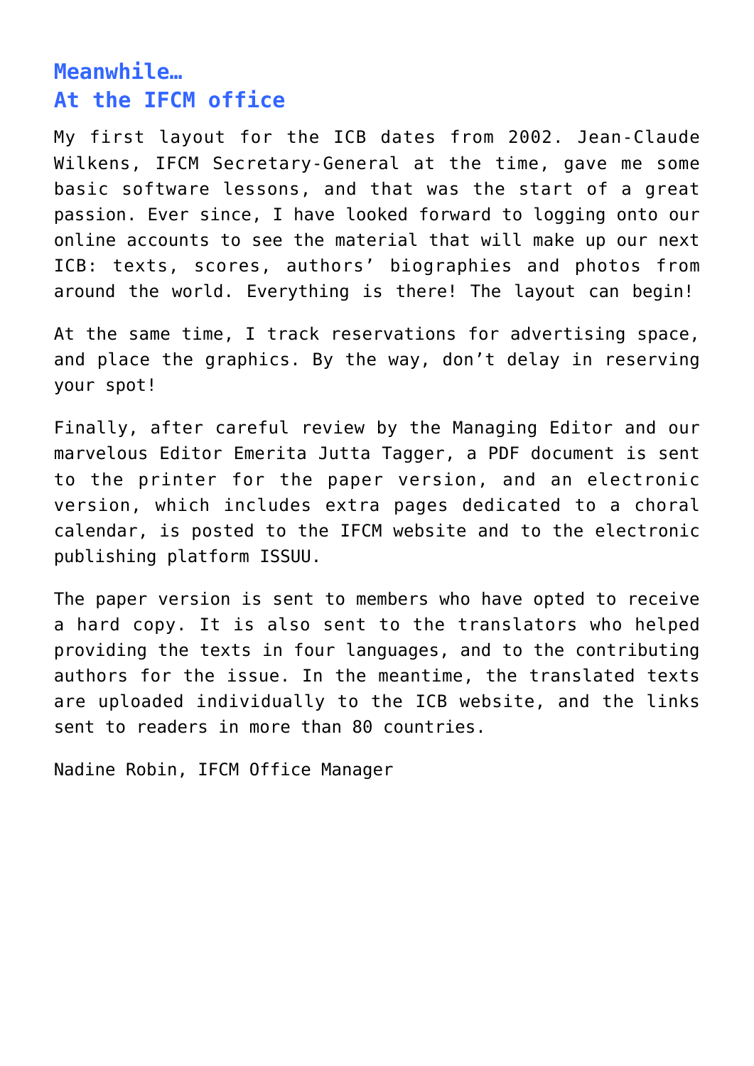## Meanwhile…
## At the IFCM office

My first layout for the ICB dates from 2002. Jean-Claude Wilkens, IFCM Secretary-General at the time, gave me some basic software lessons, and that was the start of a great passion. Ever since, I have looked forward to logging onto our online accounts to see the material that will make up our next ICB: texts, scores, authors' biographies and photos from around the world. Everything is there! The layout can begin!

At the same time, I track reservations for advertising space, and place the graphics. By the way, don't delay in reserving your spot!

Finally, after careful review by the Managing Editor and our marvelous Editor Emerita Jutta Tagger, a PDF document is sent to the printer for the paper version, and an electronic version, which includes extra pages dedicated to a choral calendar, is posted to the IFCM website and to the electronic publishing platform ISSUU.

The paper version is sent to members who have opted to receive a hard copy. It is also sent to the translators who helped providing the texts in four languages, and to the contributing authors for the issue. In the meantime, the translated texts are uploaded individually to the ICB website, and the links sent to readers in more than 80 countries.

Nadine Robin, IFCM Office Manager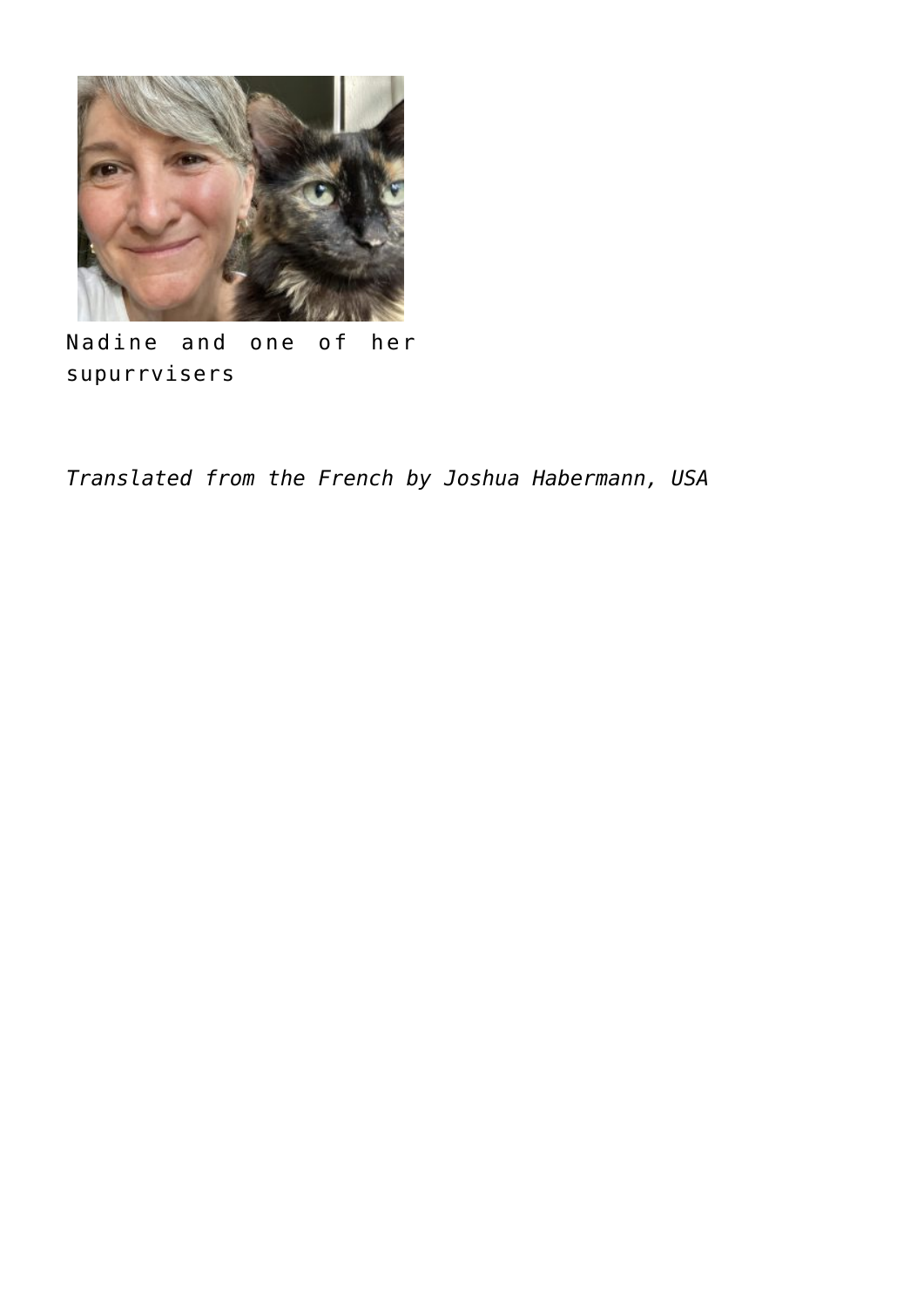Nadine and one of her supurrvisers

*Translated from the French by Joshua Habermann, USA*